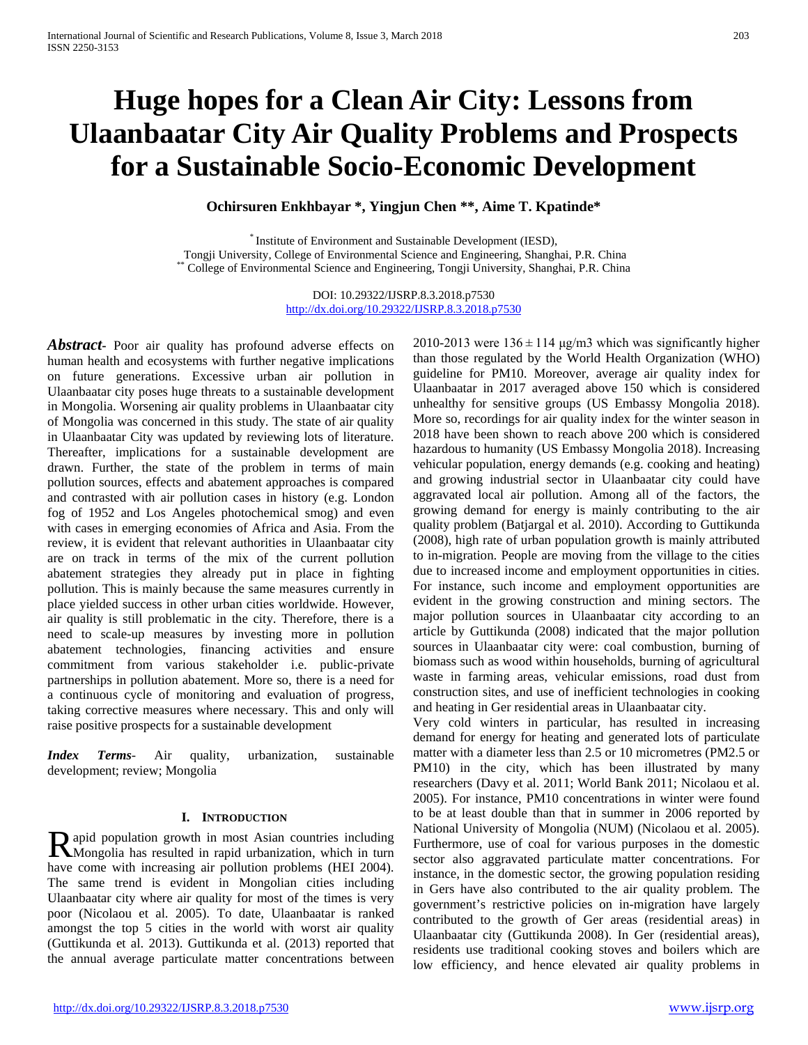# Huge hopes for a Clean Air City: Lessons from Ulaanbaatar City Air Quality Problems and Prospects for a Sustainable Socio-Economic Development

**Ochirsuren Enkhbayar \*, Yingjun Chen \*\*, Aime T. Kpatinde\***

[\*] Institute of Environment and Sustainable Development (IESD),
Tongji University, College of Environmental Science and Engineering, Shanghai, P.R. China
[\*\*] College of Environmental Science and Engineering, Tongji University, Shanghai, P.R. China

DOI: 10.29322/IJSRP.8.3.2018.p7530
http://dx.doi.org/10.29322/IJSRP.8.3.2018.p7530

***Abstract***- Poor air quality has profound adverse effects on human health and ecosystems with further negative implications on future generations. Excessive urban air pollution in Ulaanbaatar city poses huge threats to a sustainable development in Mongolia. Worsening air quality problems in Ulaanbaatar city of Mongolia was concerned in this study. The state of air quality in Ulaanbaatar City was updated by reviewing lots of literature. Thereafter, implications for a sustainable development are drawn. Further, the state of the problem in terms of main pollution sources, effects and abatement approaches is compared and contrasted with air pollution cases in history (e.g. London fog of 1952 and Los Angeles photochemical smog) and even with cases in emerging economies of Africa and Asia. From the review, it is evident that relevant authorities in Ulaanbaatar city are on track in terms of the mix of the current pollution abatement strategies they already put in place in fighting pollution. This is mainly because the same measures currently in place yielded success in other urban cities worldwide. However, air quality is still problematic in the city. Therefore, there is a need to scale-up measures by investing more in pollution abatement technologies, financing activities and ensure commitment from various stakeholder i.e. public-private partnerships in pollution abatement. More so, there is a need for a continuous cycle of monitoring and evaluation of progress, taking corrective measures where necessary. This and only will raise positive prospects for a sustainable development

***Index Terms***- Air quality, urbanization, sustainable development; review; Mongolia

## I. Introduction

Rapid population growth in most Asian countries including Mongolia has resulted in rapid urbanization, which in turn have come with increasing air pollution problems (HEI 2004). The same trend is evident in Mongolian cities including Ulaanbaatar city where air quality for most of the times is very poor (Nicolaou et al. 2005). To date, Ulaanbaatar is ranked amongst the top 5 cities in the world with worst air quality (Guttikunda et al. 2013). Guttikunda et al. (2013) reported that the annual average particulate matter concentrations between 2010-2013 were $136 \pm 114$ μg/m3 which was significantly higher than those regulated by the World Health Organization (WHO) guideline for PM10. Moreover, average air quality index for Ulaanbaatar in 2017 averaged above 150 which is considered unhealthy for sensitive groups (US Embassy Mongolia 2018). More so, recordings for air quality index for the winter season in 2018 have been shown to reach above 200 which is considered hazardous to humanity (US Embassy Mongolia 2018). Increasing vehicular population, energy demands (e.g. cooking and heating) and growing industrial sector in Ulaanbaatar city could have aggravated local air pollution. Among all of the factors, the growing demand for energy is mainly contributing to the air quality problem (Batjargal et al. 2010). According to Guttikunda (2008), high rate of urban population growth is mainly attributed to in-migration. People are moving from the village to the cities due to increased income and employment opportunities in cities. For instance, such income and employment opportunities are evident in the growing construction and mining sectors. The major pollution sources in Ulaanbaatar city according to an article by Guttikunda (2008) indicated that the major pollution sources in Ulaanbaatar city were: coal combustion, burning of biomass such as wood within households, burning of agricultural waste in farming areas, vehicular emissions, road dust from construction sites, and use of inefficient technologies in cooking and heating in Ger residential areas in Ulaanbaatar city.

Very cold winters in particular, has resulted in increasing demand for energy for heating and generated lots of particulate matter with a diameter less than 2.5 or 10 micrometres (PM2.5 or PM10) in the city, which has been illustrated by many researchers (Davy et al. 2011; World Bank 2011; Nicolaou et al. 2005). For instance, PM10 concentrations in winter were found to be at least double than that in summer in 2006 reported by National University of Mongolia (NUM) (Nicolaou et al. 2005). Furthermore, use of coal for various purposes in the domestic sector also aggravated particulate matter concentrations. For instance, in the domestic sector, the growing population residing in Gers have also contributed to the air quality problem. The government's restrictive policies on in-migration have largely contributed to the growth of Ger areas (residential areas) in Ulaanbaatar city (Guttikunda 2008). In Ger (residential areas), residents use traditional cooking stoves and boilers which are low efficiency, and hence elevated air quality problems in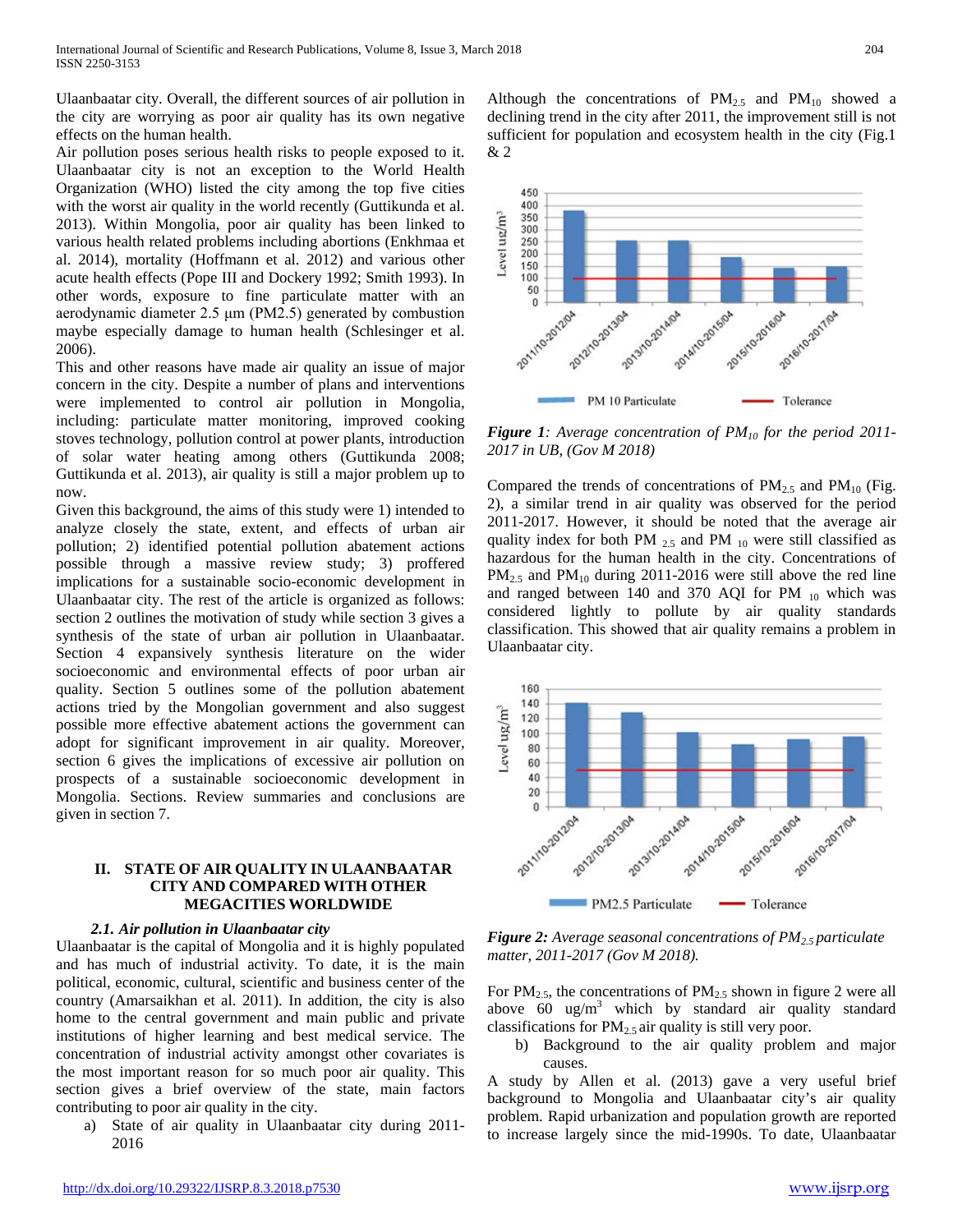Ulaanbaatar city. Overall, the different sources of air pollution in the city are worrying as poor air quality has its own negative effects on the human health.

Air pollution poses serious health risks to people exposed to it. Ulaanbaatar city is not an exception to the World Health Organization (WHO) listed the city among the top five cities with the worst air quality in the world recently (Guttikunda et al. 2013). Within Mongolia, poor air quality has been linked to various health related problems including abortions (Enkhmaa et al. 2014), mortality (Hoffmann et al. 2012) and various other acute health effects (Pope III and Dockery 1992; Smith 1993). In other words, exposure to fine particulate matter with an aerodynamic diameter 2.5 μm (PM2.5) generated by combustion maybe especially damage to human health (Schlesinger et al. 2006).

This and other reasons have made air quality an issue of major concern in the city. Despite a number of plans and interventions were implemented to control air pollution in Mongolia, including: particulate matter monitoring, improved cooking stoves technology, pollution control at power plants, introduction of solar water heating among others (Guttikunda 2008; Guttikunda et al. 2013), air quality is still a major problem up to now.

Given this background, the aims of this study were 1) intended to analyze closely the state, extent, and effects of urban air pollution; 2) identified potential pollution abatement actions possible through a massive review study; 3) proffered implications for a sustainable socio-economic development in Ulaanbaatar city. The rest of the article is organized as follows: section 2 outlines the motivation of study while section 3 gives a synthesis of the state of urban air pollution in Ulaanbaatar. Section 4 expansively synthesis literature on the wider socioeconomic and environmental effects of poor urban air quality. Section 5 outlines some of the pollution abatement actions tried by the Mongolian government and also suggest possible more effective abatement actions the government can adopt for significant improvement in air quality. Moreover, section 6 gives the implications of excessive air pollution on prospects of a sustainable socioeconomic development in Mongolia. Sections. Review summaries and conclusions are given in section 7.

## II. STATE OF AIR QUALITY IN ULAANBAATAR CITY AND COMPARED WITH OTHER MEGACITIES WORLDWIDE

### *2.1. Air pollution in Ulaanbaatar city*

Ulaanbaatar is the capital of Mongolia and it is highly populated and has much of industrial activity. To date, it is the main political, economic, cultural, scientific and business center of the country (Amarsaikhan et al. 2011). In addition, the city is also home to the central government and main public and private institutions of higher learning and best medical service. The concentration of industrial activity amongst other covariates is the most important reason for so much poor air quality. This section gives a brief overview of the state, main factors contributing to poor air quality in the city.

a) State of air quality in Ulaanbaatar city during 2011-2016

Although the concentrations of $PM_{2.5}$ and $PM_{10}$ showed a declining trend in the city after 2011, the improvement still is not sufficient for population and ecosystem health in the city (Fig.1 & 2)

***Figure 1****: Average concentration of $PM_{10}$ for the period 2011-2017 in UB, (Gov M 2018)*

Compared the trends of concentrations of $PM_{2.5}$ and $PM_{10}$ (Fig. 2), a similar trend in air quality was observed for the period 2011-2017. However, it should be noted that the average air quality index for both PM $_{2.5}$ and PM $_{10}$ were still classified as hazardous for the human health in the city. Concentrations of $PM_{2.5}$ and $PM_{10}$ during 2011-2016 were still above the red line and ranged between 140 and 370 AQI for PM $_{10}$ which was considered lightly to pollute by air quality standards classification. This showed that air quality remains a problem in Ulaanbaatar city.

***Figure 2:*** *Average seasonal concentrations of $PM_{2.5}$ particulate matter, 2011-2017 (Gov M 2018).*

For $PM_{2.5}$, the concentrations of $PM_{2.5}$ shown in figure 2 were all above 60 $ug/m^3$ which by standard air quality standard classifications for $PM_{2.5}$ air quality is still very poor.

b) Background to the air quality problem and major causes.

A study by Allen et al. (2013) gave a very useful brief background to Mongolia and Ulaanbaatar city's air quality problem. Rapid urbanization and population growth are reported to increase largely since the mid-1990s. To date, Ulaanbaatar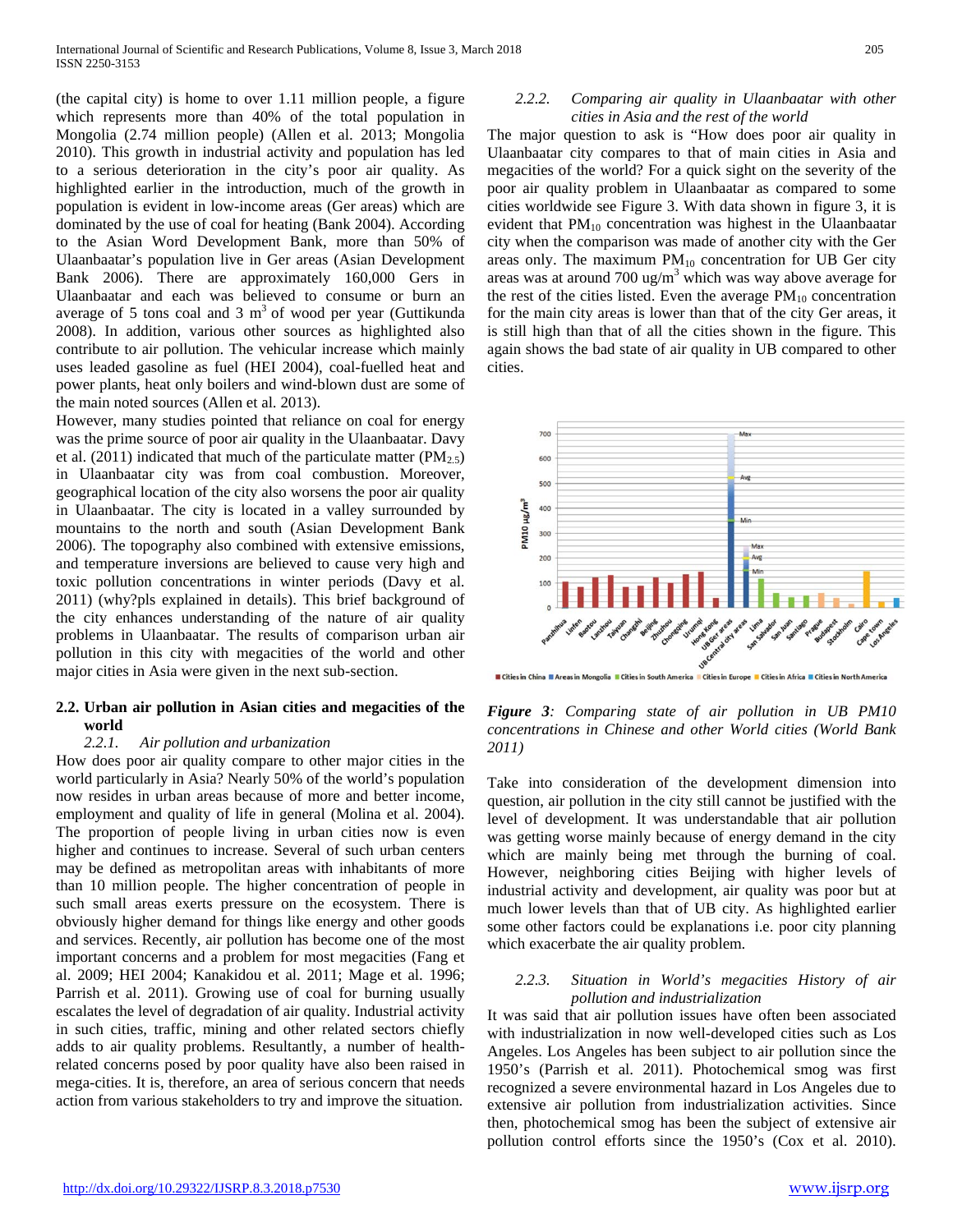(the capital city) is home to over 1.11 million people, a figure which represents more than 40% of the total population in Mongolia (2.74 million people) (Allen et al. 2013; Mongolia 2010). This growth in industrial activity and population has led to a serious deterioration in the city's poor air quality. As highlighted earlier in the introduction, much of the growth in population is evident in low-income areas (Ger areas) which are dominated by the use of coal for heating (Bank 2004). According to the Asian Word Development Bank, more than 50% of Ulaanbaatar's population live in Ger areas (Asian Development Bank 2006). There are approximately 160,000 Gers in Ulaanbaatar and each was believed to consume or burn an average of 5 tons coal and 3 $m^3$ of wood per year (Guttikunda 2008). In addition, various other sources as highlighted also contribute to air pollution. The vehicular increase which mainly uses leaded gasoline as fuel (HEI 2004), coal-fuelled heat and power plants, heat only boilers and wind-blown dust are some of the main noted sources (Allen et al. 2013).

However, many studies pointed that reliance on coal for energy was the prime source of poor air quality in the Ulaanbaatar. Davy et al. (2011) indicated that much of the particulate matter ($PM_{2.5}$) in Ulaanbaatar city was from coal combustion. Moreover, geographical location of the city also worsens the poor air quality in Ulaanbaatar. The city is located in a valley surrounded by mountains to the north and south (Asian Development Bank 2006). The topography also combined with extensive emissions, and temperature inversions are believed to cause very high and toxic pollution concentrations in winter periods (Davy et al. 2011) (why?pls explained in details). This brief background of the city enhances understanding of the nature of air quality problems in Ulaanbaatar. The results of comparison urban air pollution in this city with megacities of the world and other major cities in Asia were given in the next sub-section.

## 2.2. Urban air pollution in Asian cities and megacities of the world

### *2.2.1. Air pollution and urbanization*

How does poor air quality compare to other major cities in the world particularly in Asia? Nearly 50% of the world's population now resides in urban areas because of more and better income, employment and quality of life in general (Molina et al. 2004). The proportion of people living in urban cities now is even higher and continues to increase. Several of such urban centers may be defined as metropolitan areas with inhabitants of more than 10 million people. The higher concentration of people in such small areas exerts pressure on the ecosystem. There is obviously higher demand for things like energy and other goods and services. Recently, air pollution has become one of the most important concerns and a problem for most megacities (Fang et al. 2009; HEI 2004; Kanakidou et al. 2011; Mage et al. 1996; Parrish et al. 2011). Growing use of coal for burning usually escalates the level of degradation of air quality. Industrial activity in such cities, traffic, mining and other related sectors chiefly adds to air quality problems. Resultantly, a number of health-related concerns posed by poor quality have also been raised in mega-cities. It is, therefore, an area of serious concern that needs action from various stakeholders to try and improve the situation.

### *2.2.2. Comparing air quality in Ulaanbaatar with other cities in Asia and the rest of the world*

The major question to ask is "How does poor air quality in Ulaanbaatar city compares to that of main cities in Asia and megacities of the world? For a quick sight on the severity of the poor air quality problem in Ulaanbaatar as compared to some cities worldwide see Figure 3. With data shown in figure 3, it is evident that $PM_{10}$ concentration was highest in the Ulaanbaatar city when the comparison was made of another city with the Ger areas only. The maximum $PM_{10}$ concentration for UB Ger city areas was at around 700 ug/$m^3$ which was way above average for the rest of the cities listed. Even the average $PM_{10}$ concentration for the main city areas is lower than that of the city Ger areas, it is still high than that of all the cities shown in the figure. This again shows the bad state of air quality in UB compared to other cities.

***Figure 3**: Comparing state of air pollution in UB PM10 concentrations in Chinese and other World cities (World Bank 2011)*

Take into consideration of the development dimension into question, air pollution in the city still cannot be justified with the level of development. It was understandable that air pollution was getting worse mainly because of energy demand in the city which are mainly being met through the burning of coal. However, neighboring cities Beijing with higher levels of industrial activity and development, air quality was poor but at much lower levels than that of UB city. As highlighted earlier some other factors could be explanations i.e. poor city planning which exacerbate the air quality problem.

### *2.2.3. Situation in World's megacities History of air pollution and industrialization*

It was said that air pollution issues have often been associated with industrialization in now well-developed cities such as Los Angeles. Los Angeles has been subject to air pollution since the 1950's (Parrish et al. 2011). Photochemical smog was first recognized a severe environmental hazard in Los Angeles due to extensive air pollution from industrialization activities. Since then, photochemical smog has been the subject of extensive air pollution control efforts since the 1950's (Cox et al. 2010).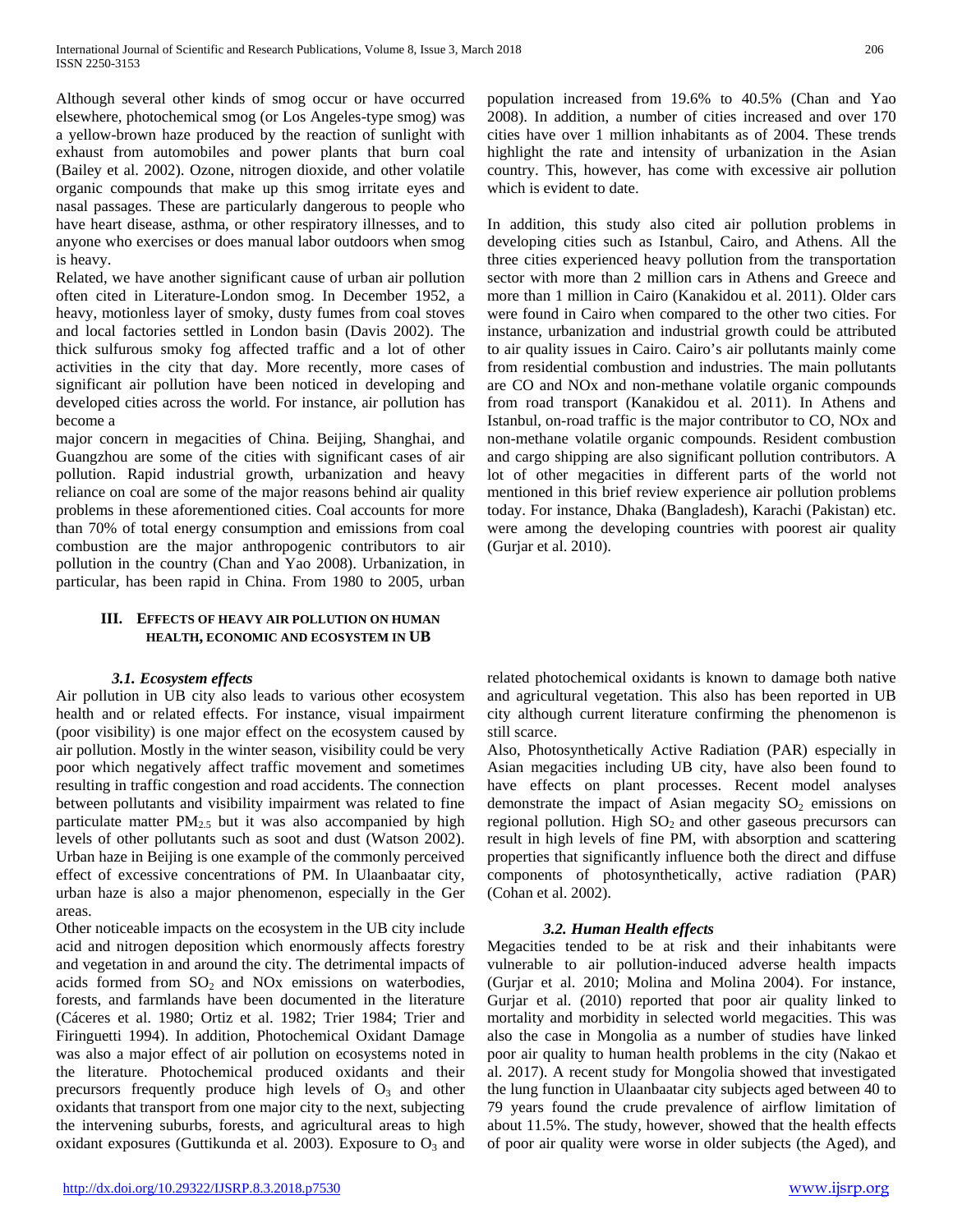Although several other kinds of smog occur or have occurred elsewhere, photochemical smog (or Los Angeles-type smog) was a yellow-brown haze produced by the reaction of sunlight with exhaust from automobiles and power plants that burn coal (Bailey et al. 2002). Ozone, nitrogen dioxide, and other volatile organic compounds that make up this smog irritate eyes and nasal passages. These are particularly dangerous to people who have heart disease, asthma, or other respiratory illnesses, and to anyone who exercises or does manual labor outdoors when smog is heavy.

Related, we have another significant cause of urban air pollution often cited in Literature-London smog. In December 1952, a heavy, motionless layer of smoky, dusty fumes from coal stoves and local factories settled in London basin (Davis 2002). The thick sulfurous smoky fog affected traffic and a lot of other activities in the city that day. More recently, more cases of significant air pollution have been noticed in developing and developed cities across the world. For instance, air pollution has become a major concern in megacities of China. Beijing, Shanghai, and Guangzhou are some of the cities with significant cases of air pollution. Rapid industrial growth, urbanization and heavy reliance on coal are some of the major reasons behind air quality problems in these aforementioned cities. Coal accounts for more than 70% of total energy consumption and emissions from coal combustion are the major anthropogenic contributors to air pollution in the country (Chan and Yao 2008). Urbanization, in particular, has been rapid in China. From 1980 to 2005, urban population increased from 19.6% to 40.5% (Chan and Yao 2008). In addition, a number of cities increased and over 170 cities have over 1 million inhabitants as of 2004. These trends highlight the rate and intensity of urbanization in the Asian country. This, however, has come with excessive air pollution which is evident to date.

In addition, this study also cited air pollution problems in developing cities such as Istanbul, Cairo, and Athens. All the three cities experienced heavy pollution from the transportation sector with more than 2 million cars in Athens and Greece and more than 1 million in Cairo (Kanakidou et al. 2011). Older cars were found in Cairo when compared to the other two cities. For instance, urbanization and industrial growth could be attributed to air quality issues in Cairo. Cairo's air pollutants mainly come from residential combustion and industries. The main pollutants are CO and NOx and non-methane volatile organic compounds from road transport (Kanakidou et al. 2011). In Athens and Istanbul, on-road traffic is the major contributor to CO, NOx and non-methane volatile organic compounds. Resident combustion and cargo shipping are also significant pollution contributors. A lot of other megacities in different parts of the world not mentioned in this brief review experience air pollution problems today. For instance, Dhaka (Bangladesh), Karachi (Pakistan) etc. were among the developing countries with poorest air quality (Gurjar et al. 2010).

## III. Effects of Heavy Air Pollution on Human Health, Economic and Ecosystem in UB

### *3.1. Ecosystem effects*

Air pollution in UB city also leads to various other ecosystem health and or related effects. For instance, visual impairment (poor visibility) is one major effect on the ecosystem caused by air pollution. Mostly in the winter season, visibility could be very poor which negatively affect traffic movement and sometimes resulting in traffic congestion and road accidents. The connection between pollutants and visibility impairment was related to fine particulate matter $PM_{2.5}$ but it was also accompanied by high levels of other pollutants such as soot and dust (Watson 2002). Urban haze in Beijing is one example of the commonly perceived effect of excessive concentrations of PM. In Ulaanbaatar city, urban haze is also a major phenomenon, especially in the Ger areas.

Other noticeable impacts on the ecosystem in the UB city include acid and nitrogen deposition which enormously affects forestry and vegetation in and around the city. The detrimental impacts of acids formed from $SO_2$ and NOx emissions on waterbodies, forests, and farmlands have been documented in the literature (Cáceres et al. 1980; Ortiz et al. 1982; Trier 1984; Trier and Firinguetti 1994). In addition, Photochemical Oxidant Damage was also a major effect of air pollution on ecosystems noted in the literature. Photochemical produced oxidants and their precursors frequently produce high levels of $O_3$ and other oxidants that transport from one major city to the next, subjecting the intervening suburbs, forests, and agricultural areas to high oxidant exposures (Guttikunda et al. 2003). Exposure to $O_3$ and related photochemical oxidants is known to damage both native and agricultural vegetation. This also has been reported in UB city although current literature confirming the phenomenon is still scarce.

Also, Photosynthetically Active Radiation (PAR) especially in Asian megacities including UB city, have also been found to have effects on plant processes. Recent model analyses demonstrate the impact of Asian megacity $SO_2$ emissions on regional pollution. High $SO_2$ and other gaseous precursors can result in high levels of fine PM, with absorption and scattering properties that significantly influence both the direct and diffuse components of photosynthetically, active radiation (PAR) (Cohan et al. 2002).

### *3.2. Human Health effects*

Megacities tended to be at risk and their inhabitants were vulnerable to air pollution-induced adverse health impacts (Gurjar et al. 2010; Molina and Molina 2004). For instance, Gurjar et al. (2010) reported that poor air quality linked to mortality and morbidity in selected world megacities. This was also the case in Mongolia as a number of studies have linked poor air quality to human health problems in the city (Nakao et al. 2017). A recent study for Mongolia showed that investigated the lung function in Ulaanbaatar city subjects aged between 40 to 79 years found the crude prevalence of airflow limitation of about 11.5%. The study, however, showed that the health effects of poor air quality were worse in older subjects (the Aged), and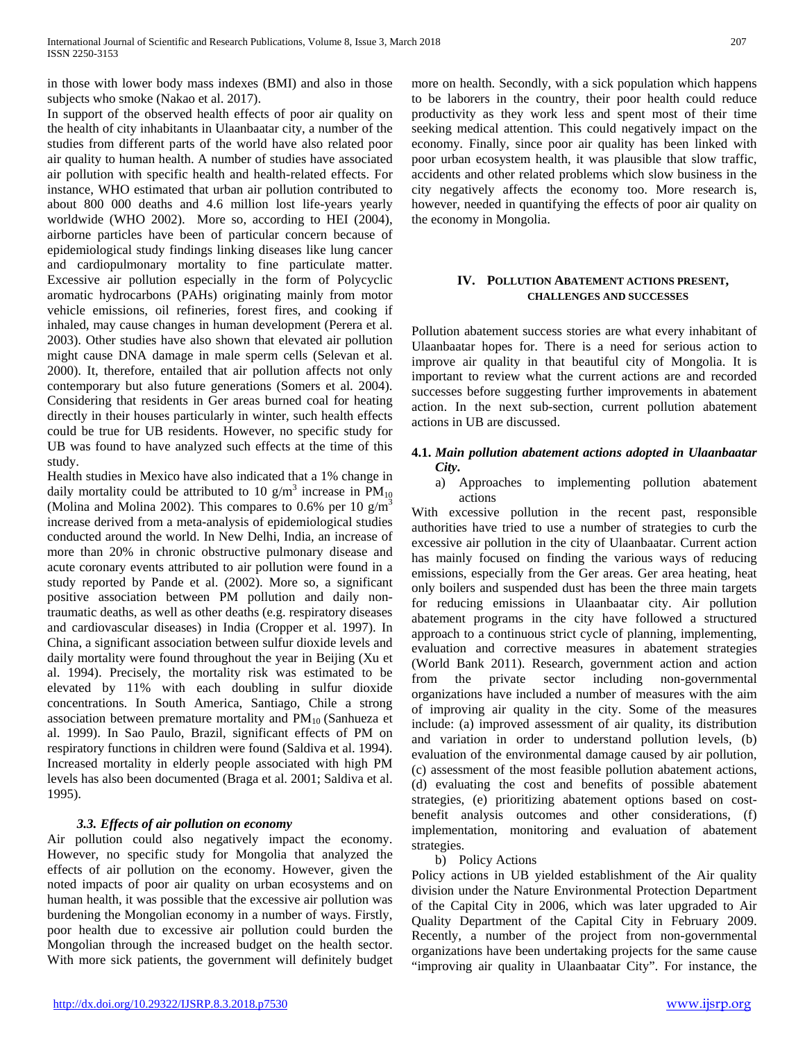in those with lower body mass indexes (BMI) and also in those subjects who smoke (Nakao et al. 2017).

In support of the observed health effects of poor air quality on the health of city inhabitants in Ulaanbaatar city, a number of the studies from different parts of the world have also related poor air quality to human health. A number of studies have associated air pollution with specific health and health-related effects. For instance, WHO estimated that urban air pollution contributed to about 800 000 deaths and 4.6 million lost life-years yearly worldwide (WHO 2002). More so, according to HEI (2004), airborne particles have been of particular concern because of epidemiological study findings linking diseases like lung cancer and cardiopulmonary mortality to fine particulate matter. Excessive air pollution especially in the form of Polycyclic aromatic hydrocarbons (PAHs) originating mainly from motor vehicle emissions, oil refineries, forest fires, and cooking if inhaled, may cause changes in human development (Perera et al. 2003). Other studies have also shown that elevated air pollution might cause DNA damage in male sperm cells (Selevan et al. 2000). It, therefore, entailed that air pollution affects not only contemporary but also future generations (Somers et al. 2004). Considering that residents in Ger areas burned coal for heating directly in their houses particularly in winter, such health effects could be true for UB residents. However, no specific study for UB was found to have analyzed such effects at the time of this study.

Health studies in Mexico have also indicated that a 1% change in daily mortality could be attributed to 10 $g/m^3$ increase in $PM_{10}$ (Molina and Molina 2002). This compares to 0.6% per 10 $g/m^3$ increase derived from a meta-analysis of epidemiological studies conducted around the world. In New Delhi, India, an increase of more than 20% in chronic obstructive pulmonary disease and acute coronary events attributed to air pollution were found in a study reported by Pande et al. (2002). More so, a significant positive association between PM pollution and daily non-traumatic deaths, as well as other deaths (e.g. respiratory diseases and cardiovascular diseases) in India (Cropper et al. 1997). In China, a significant association between sulfur dioxide levels and daily mortality were found throughout the year in Beijing (Xu et al. 1994). Precisely, the mortality risk was estimated to be elevated by 11% with each doubling in sulfur dioxide concentrations. In South America, Santiago, Chile a strong association between premature mortality and $PM_{10}$ (Sanhueza et al. 1999). In Sao Paulo, Brazil, significant effects of PM on respiratory functions in children were found (Saldiva et al. 1994). Increased mortality in elderly people associated with high PM levels has also been documented (Braga et al. 2001; Saldiva et al. 1995).

### *3.3. Effects of air pollution on economy*

Air pollution could also negatively impact the economy. However, no specific study for Mongolia that analyzed the effects of air pollution on the economy. However, given the noted impacts of poor air quality on urban ecosystems and on human health, it was possible that the excessive air pollution was burdening the Mongolian economy in a number of ways. Firstly, poor health due to excessive air pollution could burden the Mongolian through the increased budget on the health sector. With more sick patients, the government will definitely budget more on health. Secondly, with a sick population which happens to be laborers in the country, their poor health could reduce productivity as they work less and spent most of their time seeking medical attention. This could negatively impact on the economy. Finally, since poor air quality has been linked with poor urban ecosystem health, it was plausible that slow traffic, accidents and other related problems which slow business in the city negatively affects the economy too. More research is, however, needed in quantifying the effects of poor air quality on the economy in Mongolia.

## IV. Pollution Abatement actions present, challenges and successes

Pollution abatement success stories are what every inhabitant of Ulaanbaatar hopes for. There is a need for serious action to improve air quality in that beautiful city of Mongolia. It is important to review what the current actions are and recorded successes before suggesting further improvements in abatement action. In the next sub-section, current pollution abatement actions in UB are discussed.

### 4.1. *Main pollution abatement actions adopted in Ulaanbaatar City.*

a) Approaches to implementing pollution abatement actions

With excessive pollution in the recent past, responsible authorities have tried to use a number of strategies to curb the excessive air pollution in the city of Ulaanbaatar. Current action has mainly focused on finding the various ways of reducing emissions, especially from the Ger areas. Ger area heating, heat only boilers and suspended dust has been the three main targets for reducing emissions in Ulaanbaatar city. Air pollution abatement programs in the city have followed a structured approach to a continuous strict cycle of planning, implementing, evaluation and corrective measures in abatement strategies (World Bank 2011). Research, government action and action from the private sector including non-governmental organizations have included a number of measures with the aim of improving air quality in the city. Some of the measures include: (a) improved assessment of air quality, its distribution and variation in order to understand pollution levels, (b) evaluation of the environmental damage caused by air pollution, (c) assessment of the most feasible pollution abatement actions, (d) evaluating the cost and benefits of possible abatement strategies, (e) prioritizing abatement options based on cost-benefit analysis outcomes and other considerations, (f) implementation, monitoring and evaluation of abatement strategies.

b) Policy Actions

Policy actions in UB yielded establishment of the Air quality division under the Nature Environmental Protection Department of the Capital City in 2006, which was later upgraded to Air Quality Department of the Capital City in February 2009. Recently, a number of the project from non-governmental organizations have been undertaking projects for the same cause "improving air quality in Ulaanbaatar City". For instance, the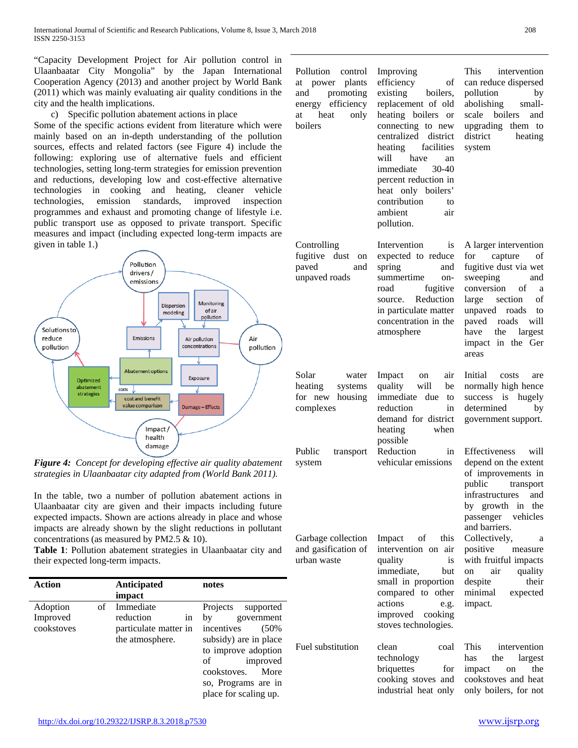"Capacity Development Project for Air pollution control in Ulaanbaatar City Mongolia" by the Japan International Cooperation Agency (2013) and another project by World Bank (2011) which was mainly evaluating air quality conditions in the city and the health implications.

c) Specific pollution abatement actions in place

Some of the specific actions evident from literature which were mainly based on an in-depth understanding of the pollution sources, effects and related factors (see Figure 4) include the following: exploring use of alternative fuels and efficient technologies, setting long-term strategies for emission prevention and reductions, developing low and cost-effective alternative technologies in cooking and heating, cleaner vehicle technologies, emission standards, improved inspection programmes and exhaust and promoting change of lifestyle i.e. public transport use as opposed to private transport. Specific measures and impact (including expected long-term impacts are given in table 1.)

*Figure 4: Concept for developing effective air quality abatement strategies in Ulaanbaatar city adapted from (World Bank 2011).*

In the table, two a number of pollution abatement actions in Ulaanbaatar city are given and their impacts including future expected impacts. Shown are actions already in place and whose impacts are already shown by the slight reductions in pollutant concentrations (as measured by PM2.5 & 10).

**Table 1**: Pollution abatement strategies in Ulaanbaatar city and their expected long-term impacts.

| Action | Anticipated impact | notes |
|---|---|---|
| Adoption of Improved cookstoves | Immediate reduction in particulate matter in the atmosphere. | Projects supported by government incentives (50% subsidy) are in place to improve adoption of improved cookstoves. More so, Programs are in place for scaling up. |
| Pollution control at power plants and promoting energy efficiency at heat only boilers | Improving efficiency of existing boilers, replacement of old heating boilers or connecting to new centralized district heating facilities will have an immediate 30-40 percent reduction in heat only boilers' contribution to ambient air pollution. | This intervention can reduce dispersed pollution by abolishing small-scale boilers and upgrading them to district heating system |
| Controlling fugitive dust on paved and unpaved roads | Intervention is expected to reduce spring and summertime on-road fugitive source. Reduction in particulate matter concentration in the atmosphere | A larger intervention for capture of fugitive dust via wet sweeping and conversion of a large section of unpaved roads to paved roads will have the largest impact in the Ger areas |
| Solar water heating systems for new housing complexes | Impact on air quality will be immediate due to reduction in demand for district heating when possible | Initial costs are normally high hence success is hugely determined by government support. |
| Public transport system | Reduction in vehicular emissions | Effectiveness will depend on the extent of improvements in public transport infrastructures and by growth in the passenger vehicles and barriers. |
| Garbage collection and gasification of urban waste | Impact of this intervention on air quality is immediate, but small in proportion compared to other actions e.g. improved cooking stoves technologies. | Collectively, a positive measure with fruitful impacts on air quality despite their minimal expected impact. |
| Fuel substitution | clean coal technology briquettes for cooking stoves and industrial heat only | This intervention has the largest impact on the cookstoves and heat only boilers, for not |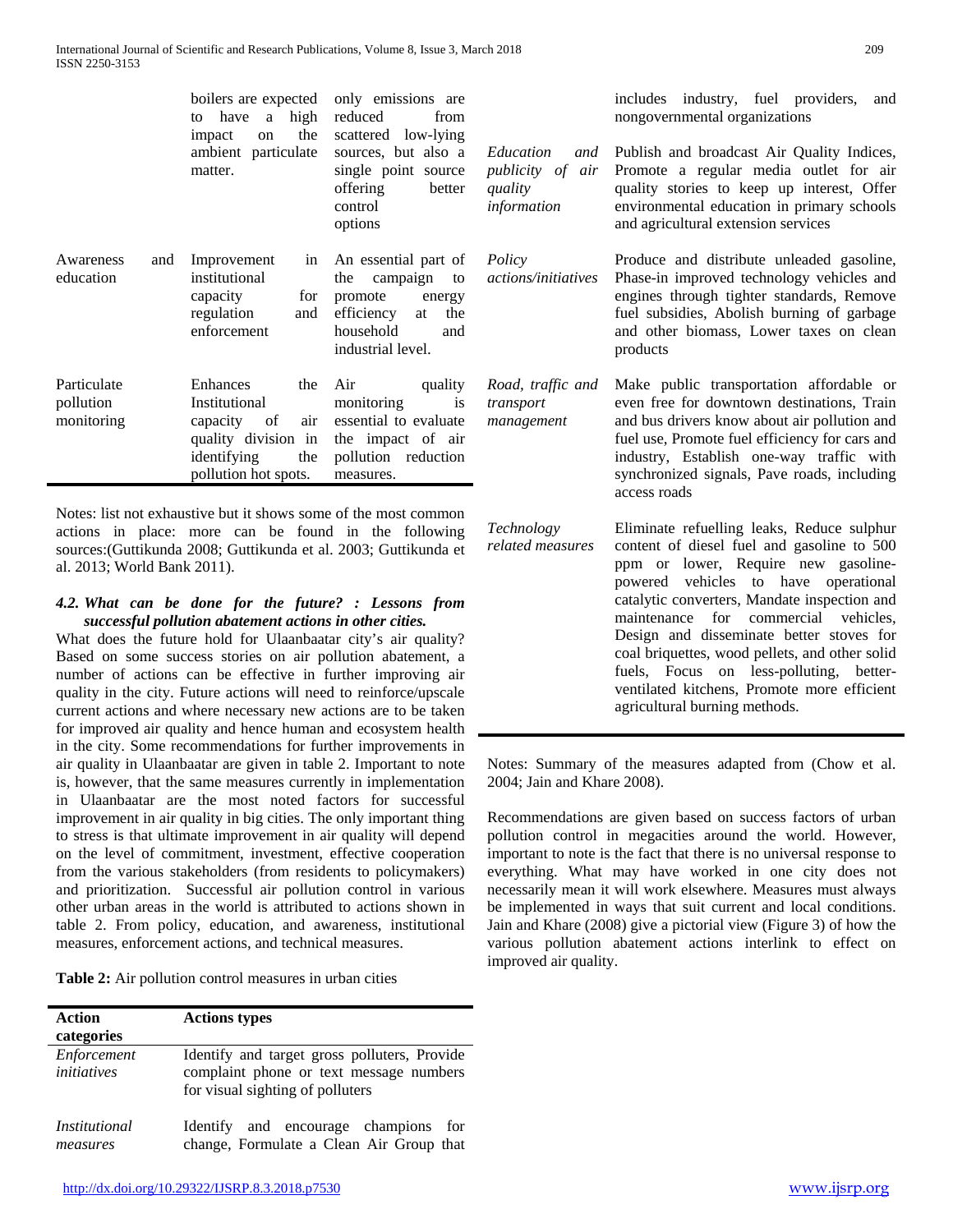| | boilers are expected to have a high impact on the ambient particulate matter. | only emissions are reduced from scattered low-lying sources, but also a single point source offering better control options |
|---|---|---|
| Awareness and education | Improvement in institutional capacity for regulation and enforcement | An essential part of the campaign to promote energy efficiency at the household and industrial level. |
| Particulate pollution monitoring | Enhances the Institutional capacity of air quality division in identifying the pollution hot spots. | Air quality monitoring is essential to evaluate the impact of air pollution reduction measures. |

Notes: list not exhaustive but it shows some of the most common actions in place: more can be found in the following sources:(Guttikunda 2008; Guttikunda et al. 2003; Guttikunda et al. 2013; World Bank 2011).

### 4.2. What can be done for the future? : Lessons from successful pollution abatement actions in other cities.

What does the future hold for Ulaanbaatar city's air quality? Based on some success stories on air pollution abatement, a number of actions can be effective in further improving air quality in the city. Future actions will need to reinforce/upscale current actions and where necessary new actions are to be taken for improved air quality and hence human and ecosystem health in the city. Some recommendations for further improvements in air quality in Ulaanbaatar are given in table 2. Important to note is, however, that the same measures currently in implementation in Ulaanbaatar are the most noted factors for successful improvement in air quality in big cities. The only important thing to stress is that ultimate improvement in air quality will depend on the level of commitment, investment, effective cooperation from the various stakeholders (from residents to policymakers) and prioritization. Successful air pollution control in various other urban areas in the world is attributed to actions shown in table 2. From policy, education, and awareness, institutional measures, enforcement actions, and technical measures.

**Table 2:** Air pollution control measures in urban cities

| Action categories | Actions types |
|---|---|
| *Enforcement initiatives* | Identify and target gross polluters, Provide complaint phone or text message numbers for visual sighting of polluters |
| *Institutional measures* | Identify and encourage champions for change, Formulate a Clean Air Group that includes industry, fuel providers, and nongovernmental organizations |
| *Education and publicity of air quality information* | Publish and broadcast Air Quality Indices, Promote a regular media outlet for air quality stories to keep up interest, Offer environmental education in primary schools and agricultural extension services |
| *Policy actions/initiatives* | Produce and distribute unleaded gasoline, Phase-in improved technology vehicles and engines through tighter standards, Remove fuel subsidies, Abolish burning of garbage and other biomass, Lower taxes on clean products |
| *Road, traffic and transport management* | Make public transportation affordable or even free for downtown destinations, Train and bus drivers know about air pollution and fuel use, Promote fuel efficiency for cars and industry, Establish one-way traffic with synchronized signals, Pave roads, including access roads |
| *Technology related measures* | Eliminate refuelling leaks, Reduce sulphur content of diesel fuel and gasoline to 500 ppm or lower, Require new gasoline-powered vehicles to have operational catalytic converters, Mandate inspection and maintenance for commercial vehicles, Design and disseminate better stoves for coal briquettes, wood pellets, and other solid fuels, Focus on less-polluting, better-ventilated kitchens, Promote more efficient agricultural burning methods. |

Notes: Summary of the measures adapted from (Chow et al. 2004; Jain and Khare 2008).

Recommendations are given based on success factors of urban pollution control in megacities around the world. However, important to note is the fact that there is no universal response to everything. What may have worked in one city does not necessarily mean it will work elsewhere. Measures must always be implemented in ways that suit current and local conditions. Jain and Khare (2008) give a pictorial view (Figure 3) of how the various pollution abatement actions interlink to effect on improved air quality.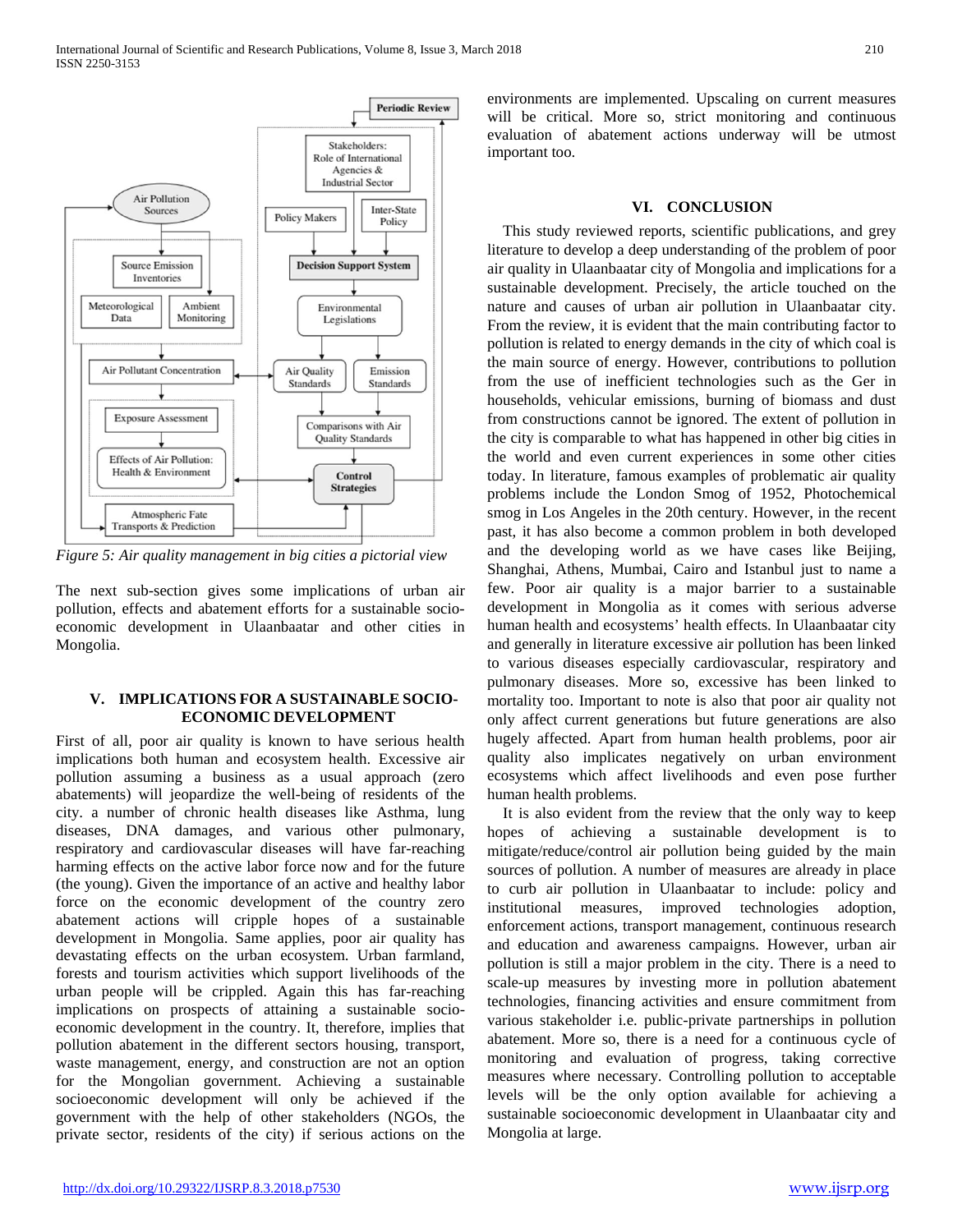*Figure 5: Air quality management in big cities a pictorial view*

The next sub-section gives some implications of urban air pollution, effects and abatement efforts for a sustainable socio-economic development in Ulaanbaatar and other cities in Mongolia.

## V. IMPLICATIONS FOR A SUSTAINABLE SOCIO-ECONOMIC DEVELOPMENT

First of all, poor air quality is known to have serious health implications both human and ecosystem health. Excessive air pollution assuming a business as a usual approach (zero abatements) will jeopardize the well-being of residents of the city. a number of chronic health diseases like Asthma, lung diseases, DNA damages, and various other pulmonary, respiratory and cardiovascular diseases will have far-reaching harming effects on the active labor force now and for the future (the young). Given the importance of an active and healthy labor force on the economic development the country zero abatement actions will cripple hopes of a sustainable development in Mongolia. Same applies, poor air quality has devastating effects on the urban ecosystem. Urban farmland, forests and tourism activities which support livelihoods of the urban people will be crippled. Again this has far-reaching implications on prospects of attaining a sustainable socio-economic development in the country. It, therefore, implies that pollution abatement in the different sectors housing, transport, waste management, energy, and construction are not an option for the Mongolian government. Achieving a sustainable socioeconomic development will only be achieved if the government with the help of other stakeholders (NGOs, the private sector, residents of the city) if serious actions on the environments are implemented. Upscaling on current measures will be critical. More so, strict monitoring and continuous evaluation of abatement actions underway will be utmost important too.

## VI. CONCLUSION

This study reviewed reports, scientific publications, and grey literature to develop a deep understanding of the problem of poor air quality in Ulaanbaatar city of Mongolia and implications for a sustainable development. Precisely, the article touched on the nature and causes of urban air pollution in Ulaanbaatar city. From the review, it is evident that the main contributing factor to pollution is related to energy demands in the city of which coal is the main source of energy. However, contributions to pollution from the use of inefficient technologies such as the Ger in households, vehicular emissions, burning of biomass and dust from constructions cannot be ignored. The extent of pollution in the city is comparable to what has happened in other big cities in the world and even current experiences in some other cities today. In literature, famous examples of problematic air quality problems include the London Smog of 1952, Photochemical smog in Los Angeles in the 20th century. However, in the recent past, it has also become a common problem in both developed and the developing world as we have cases like Beijing, Shanghai, Athens, Mumbai, Cairo and Istanbul just to name a few. Poor air quality is a major barrier to a sustainable development in Mongolia as it comes with serious adverse human health and ecosystems' health effects. In Ulaanbaatar city and generally in literature excessive air pollution has been linked to various diseases especially cardiovascular, respiratory and pulmonary diseases. More so, excessive has been linked to mortality too. Important to note is also that poor air quality not only affect current generations but future generations are also hugely affected. Apart from human health problems, poor air quality also implicates negatively on urban environment ecosystems which affect livelihoods and even pose further human health problems.

It is also evident from the review that the only way to keep hopes of achieving a sustainable development is to mitigate/reduce/control air pollution being guided by the main sources of pollution. A number of measures are already in place to curb air pollution in Ulaanbaatar to include: policy and institutional measures, improved technologies adoption, enforcement actions, transport management, continuous research and education and awareness campaigns. However, urban air pollution is still a major problem in the city. There is a need to scale-up measures by investing more in pollution abatement technologies, financing activities and ensure commitment from various stakeholder i.e. public-private partnerships in pollution abatement. More so, there is a need for a continuous cycle of monitoring and evaluation of progress, taking corrective measures where necessary. Controlling pollution to acceptable levels will be the only option available for achieving a sustainable socioeconomic development in Ulaanbaatar city and Mongolia at large.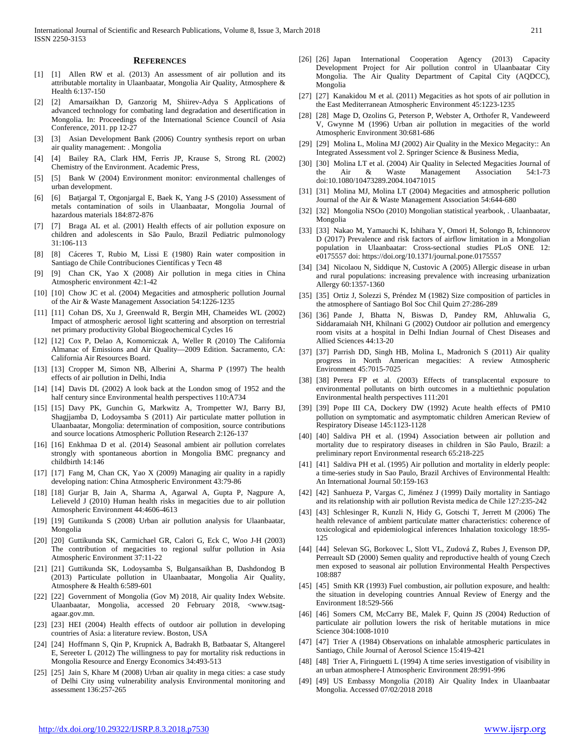## REFERENCES

[1] [1] Allen RW et al. (2013) An assessment of air pollution and its attributable mortality in Ulaanbaatar, Mongolia Air Quality, Atmosphere & Health 6:137-150

[2] [2] Amarsaikhan D, Ganzorig M, Shiirev-Adya S Applications of advanced technology for combating land degradation and desertification in Mongolia. In: Proceedings of the International Science Council of Asia Conference, 2011. pp 12-27

[3] [3] Asian Development Bank (2006) Country synthesis report on urban air quality management: . Mongolia

[4] [4] Bailey RA, Clark HM, Ferris JP, Krause S, Strong RL (2002) Chemistry of the Environment. Academic Press,

[5] [5] Bank W (2004) Environment monitor: environmental challenges of urban development.

[6] [6] Batjargal T, Otgonjargal E, Baek K, Yang J-S (2010) Assessment of metals contamination of soils in Ulaanbaatar, Mongolia Journal of hazardous materials 184:872-876

[7] [7] Braga AL et al. (2001) Health effects of air pollution exposure on children and adolescents in São Paulo, Brazil Pediatric pulmonology 31:106-113

[8] [8] Cáceres T, Rubio M, Lissi E (1980) Rain water composition in Santiago de Chile Contribuciones Científicas y Tecn 48

[9] [9] Chan CK, Yao X (2008) Air pollution in mega cities in China Atmospheric environment 42:1-42

[10] [10] Chow JC et al. (2004) Megacities and atmospheric pollution Journal of the Air & Waste Management Association 54:1226-1235

[11] [11] Cohan DS, Xu J, Greenwald R, Bergin MH, Chameides WL (2002) Impact of atmospheric aerosol light scattering and absorption on terrestrial net primary productivity Global Biogeochemical Cycles 16

[12] [12] Cox P, Delao A, Komorniczak A, Weller R (2010) The California Almanac of Emissions and Air Quality—2009 Edition. Sacramento, CA: California Air Resources Board.

[13] [13] Cropper M, Simon NB, Alberini A, Sharma P (1997) The health effects of air pollution in Delhi, India

[14] [14] Davis DL (2002) A look back at the London smog of 1952 and the half century since Environmental health perspectives 110:A734

[15] [15] Davy PK, Gunchin G, Markwitz A, Trompetter WJ, Barry BJ, Shagjjamba D, Lodoysamba S (2011) Air particulate matter pollution in Ulaanbaatar, Mongolia: determination of composition, source contributions and source locations Atmospheric Pollution Research 2:126-137

[16] [16] Enkhmaa D et al. (2014) Seasonal ambient air pollution correlates strongly with spontaneous abortion in Mongolia BMC pregnancy and childbirth 14:146

[17] [17] Fang M, Chan CK, Yao X (2009) Managing air quality in a rapidly developing nation: China Atmospheric Environment 43:79-86

[18] [18] Gurjar B, Jain A, Sharma A, Agarwal A, Gupta P, Nagpure A, Lelieveld J (2010) Human health risks in megacities due to air pollution Atmospheric Environment 44:4606-4613

[19] [19] Guttikunda S (2008) Urban air pollution analysis for Ulaanbaatar, Mongolia

[20] [20] Guttikunda SK, Carmichael GR, Calori G, Eck C, Woo J-H (2003) The contribution of megacities to regional sulfur pollution in Asia Atmospheric Environment 37:11-22

[21] [21] Guttikunda SK, Lodoysamba S, Bulgansaikhan B, Dashdondog B (2013) Particulate pollution in Ulaanbaatar, Mongolia Air Quality, Atmosphere & Health 6:589-601

[22] [22] Government of Mongolia (Gov M) 2018, Air quality Index Website. Ulaanbaatar, Mongolia, accessed 20 February 2018, <www.tsag-agaar.gov.mn.

[23] [23] HEI (2004) Health effects of outdoor air pollution in developing countries of Asia: a literature review. Boston, USA

[24] [24] Hoffmann S, Qin P, Krupnick A, Badrakh B, Batbaatar S, Altangerel E, Sereeter L (2012) The willingness to pay for mortality risk reductions in Mongolia Resource and Energy Economics 34:493-513

[25] [25] Jain S, Khare M (2008) Urban air quality in mega cities: a case study of Delhi City using vulnerability analysis Environmental monitoring and assessment 136:257-265

[26] [26] Japan International Cooperation Agency (2013) Capacity Development Project for Air pollution control in Ulaanbaatar City Mongolia. The Air Quality Department of Capital City (AQDCC), Mongolia

[27] [27] Kanakidou M et al. (2011) Megacities as hot spots of air pollution in the East Mediterranean Atmospheric Environment 45:1223-1235

[28] [28] Mage D, Ozolins G, Peterson P, Webster A, Orthofer R, Vandeweerd V, Gwynne M (1996) Urban air pollution in megacities of the world Atmospheric Environment 30:681-686

[29] [29] Molina L, Molina MJ (2002) Air Quality in the Mexico Megacity:: An Integrated Assessment vol 2. Springer Science & Business Media,

[30] [30] Molina LT et al. (2004) Air Quality in Selected Megacities Journal of the Air & Waste Management Association 54:1-73 doi:10.1080/10473289.2004.10471015

[31] [31] Molina MJ, Molina LT (2004) Megacities and atmospheric pollution Journal of the Air & Waste Management Association 54:644-680

[32] [32] Mongolia NSOo (2010) Mongolian statistical yearbook, . Ulaanbaatar, Mongolia

[33] [33] Nakao M, Yamauchi K, Ishihara Y, Omori H, Solongo B, Ichinnorov D (2017) Prevalence and risk factors of airflow limitation in a Mongolian population in Ulaanbaatar: Cross-sectional studies PLoS ONE 12: e0175557 doi: https://doi.org/10.1371/journal.pone.0175557

[34] [34] Nicolaou N, Siddique N, Custovic A (2005) Allergic disease in urban and rural populations: increasing prevalence with increasing urbanization Allergy 60:1357-1360

[35] [35] Ortiz J, Solezzi S, Préndez M (1982) Size composition of particles in the atmosphere of Santiago Bol Soc Chil Quim 27:286-289

[36] [36] Pande J, Bhatta N, Biswas D, Pandey RM, Ahluwalia G, Siddaramaiah NH, Khilnani G (2002) Outdoor air pollution and emergency room visits at a hospital in Delhi Indian Journal of Chest Diseases and Allied Sciences 44:13-20

[37] [37] Parrish DD, Singh HB, Molina L, Madronich S (2011) Air quality progress in North American megacities: A review Atmospheric Environment 45:7015-7025

[38] [38] Perera FP et al. (2003) Effects of transplacental exposure to environmental pollutants on birth outcomes in a multiethnic population Environmental health perspectives 111:201

[39] [39] Pope III CA, Dockery DW (1992) Acute health effects of PM10 pollution on symptomatic and asymptomatic children American Review of Respiratory Disease 145:1123-1128

[40] [40] Saldiva PH et al. (1994) Association between air pollution and mortality due to respiratory diseases in children in São Paulo, Brazil: a preliminary report Environmental research 65:218-225

[41] [41] Saldiva PH et al. (1995) Air pollution and mortality in elderly people: a time-series study in Sao Paulo, Brazil Archives of Environmental Health: An International Journal 50:159-163

[42] [42] Sanhueza P, Vargas C, Jiménez J (1999) Daily mortality in Santiago and its relationship with air pollution Revista medica de Chile 127:235-242

[43] [43] Schlesinger R, Kunzli N, Hidy G, Gotschi T, Jerrett M (2006) The health relevance of ambient particulate matter characteristics: coherence of toxicological and epidemiological inferences Inhalation toxicology 18:95-125

[44] [44] Selevan SG, Borkovec L, Slott VL, Zudová Z, Rubes J, Evenson DP, Perreault SD (2000) Semen quality and reproductive health of young Czech men exposed to seasonal air pollution Environmental Health Perspectives 108:887

[45] [45] Smith KR (1993) Fuel combustion, air pollution exposure, and health: the situation in developing countries Annual Review of Energy and the Environment 18:529-566

[46] [46] Somers CM, McCarry BE, Malek F, Quinn JS (2004) Reduction of particulate air pollution lowers the risk of heritable mutations in mice Science 304:1008-1010

[47] [47] Trier A (1984) Observations on inhalable atmospheric particulates in Santiago, Chile Journal of Aerosol Science 15:419-421

[48] [48] Trier A, Firinguetti L (1994) A time series investigation of visibility in an urban atmosphere-I Atmospheric Environment 28:991-996

[49] [49] US Embassy Mongolia (2018) Air Quality Index in Ulaanbaatar Mongolia. Accessed 07/02/2018 2018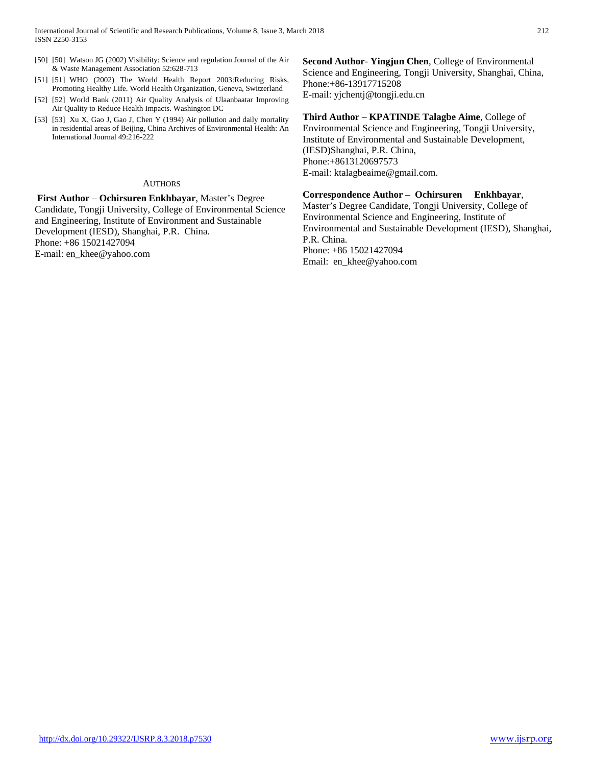[50] [50] Watson JG (2002) Visibility: Science and regulation Journal of the Air & Waste Management Association 52:628-713

[51] [51] WHO (2002) The World Health Report 2003:Reducing Risks, Promoting Healthy Life. World Health Organization, Geneva, Switzerland

[52] [52] World Bank (2011) Air Quality Analysis of Ulaanbaatar Improving Air Quality to Reduce Health Impacts. Washington DC

[53] [53] Xu X, Gao J, Gao J, Chen Y (1994) Air pollution and daily mortality in residential areas of Beijing, China Archives of Environmental Health: An International Journal 49:216-222

## AUTHORS

**First Author** – **Ochirsuren Enkhbayar**, Master's Degree Candidate, Tongji University, College of Environmental Science and Engineering, Institute of Environment and Sustainable Development (IESD), Shanghai, P.R. China.
Phone: +86 15021427094
E-mail: en_khee@yahoo.com

**Second Author**- **Yingjun Chen**, College of Environmental Science and Engineering, Tongji University, Shanghai, China,
Phone:+86-13917715208
E-mail: yjchentj@tongji.edu.cn

**Third Author** – **KPATINDE Talagbe Aime**, College of Environmental Science and Engineering, Tongji University, Institute of Environmental and Sustainable Development, (IESD)Shanghai, P.R. China,
Phone:+8613120697573
E-mail: ktalagbeaime@gmail.com.

**Correspondence Author** – **Ochirsuren Enkhbayar**, Master's Degree Candidate, Tongji University, College of Environmental Science and Engineering, Institute of Environmental and Sustainable Development (IESD), Shanghai, P.R. China.
Phone: +86 15021427094
Email: en_khee@yahoo.com